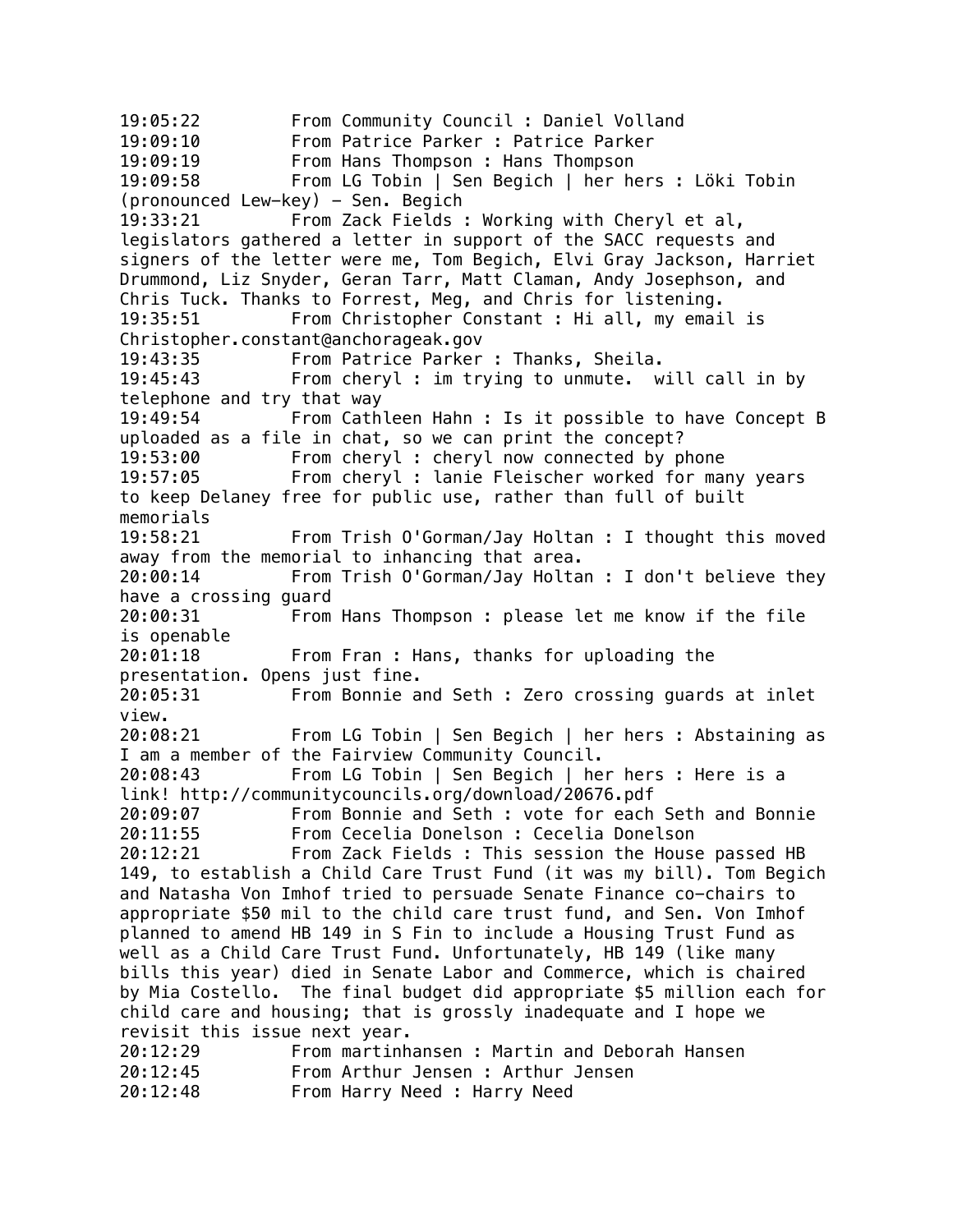19:05:22 From Community Council : Daniel Volland
19:09:10 From Patrice Parker : Patrice Parker
19:09:19 From Hans Thompson : Hans Thompson
19:09:58 From LG Tobin | Sen Begich | her hers : Löki Tobin (pronounced Lew-key) - Sen. Begich
19:33:21 From Zack Fields : Working with Cheryl et al, legislators gathered a letter in support of the SACC requests and signers of the letter were me, Tom Begich, Elvi Gray Jackson, Harriet Drummond, Liz Snyder, Geran Tarr, Matt Claman, Andy Josephson, and Chris Tuck. Thanks to Forrest, Meg, and Chris for listening.
19:35:51 From Christopher Constant : Hi all, my email is Christopher.constant@anchorageak.gov
19:43:35 From Patrice Parker : Thanks, Sheila.
19:45:43 From cheryl : im trying to unmute. will call in by telephone and try that way
19:49:54 From Cathleen Hahn : Is it possible to have Concept B uploaded as a file in chat, so we can print the concept?
19:53:00 From cheryl : cheryl now connected by phone
19:57:05 From cheryl : lanie Fleischer worked for many years to keep Delaney free for public use, rather than full of built memorials
19:58:21 From Trish O'Gorman/Jay Holtan : I thought this moved away from the memorial to inhancing that area.
20:00:14 From Trish O'Gorman/Jay Holtan : I don't believe they have a crossing guard
20:00:31 From Hans Thompson : please let me know if the file is openable
20:01:18 From Fran : Hans, thanks for uploading the presentation. Opens just fine.
20:05:31 From Bonnie and Seth : Zero crossing guards at inlet view.
20:08:21 From LG Tobin | Sen Begich | her hers : Abstaining as I am a member of the Fairview Community Council.
20:08:43 From LG Tobin | Sen Begich | her hers : Here is a link! http://communitycouncils.org/download/20676.pdf
20:09:07 From Bonnie and Seth : vote for each Seth and Bonnie
20:11:55 From Cecelia Donelson : Cecelia Donelson
20:12:21 From Zack Fields : This session the House passed HB 149, to establish a Child Care Trust Fund (it was my bill). Tom Begich and Natasha Von Imhof tried to persuade Senate Finance co-chairs to appropriate $50 mil to the child care trust fund, and Sen. Von Imhof planned to amend HB 149 in S Fin to include a Housing Trust Fund as well as a Child Care Trust Fund. Unfortunately, HB 149 (like many bills this year) died in Senate Labor and Commerce, which is chaired by Mia Costello. The final budget did appropriate $5 million each for child care and housing; that is grossly inadequate and I hope we revisit this issue next year.
20:12:29 From martinhansen : Martin and Deborah Hansen
20:12:45 From Arthur Jensen : Arthur Jensen
20:12:48 From Harry Need : Harry Need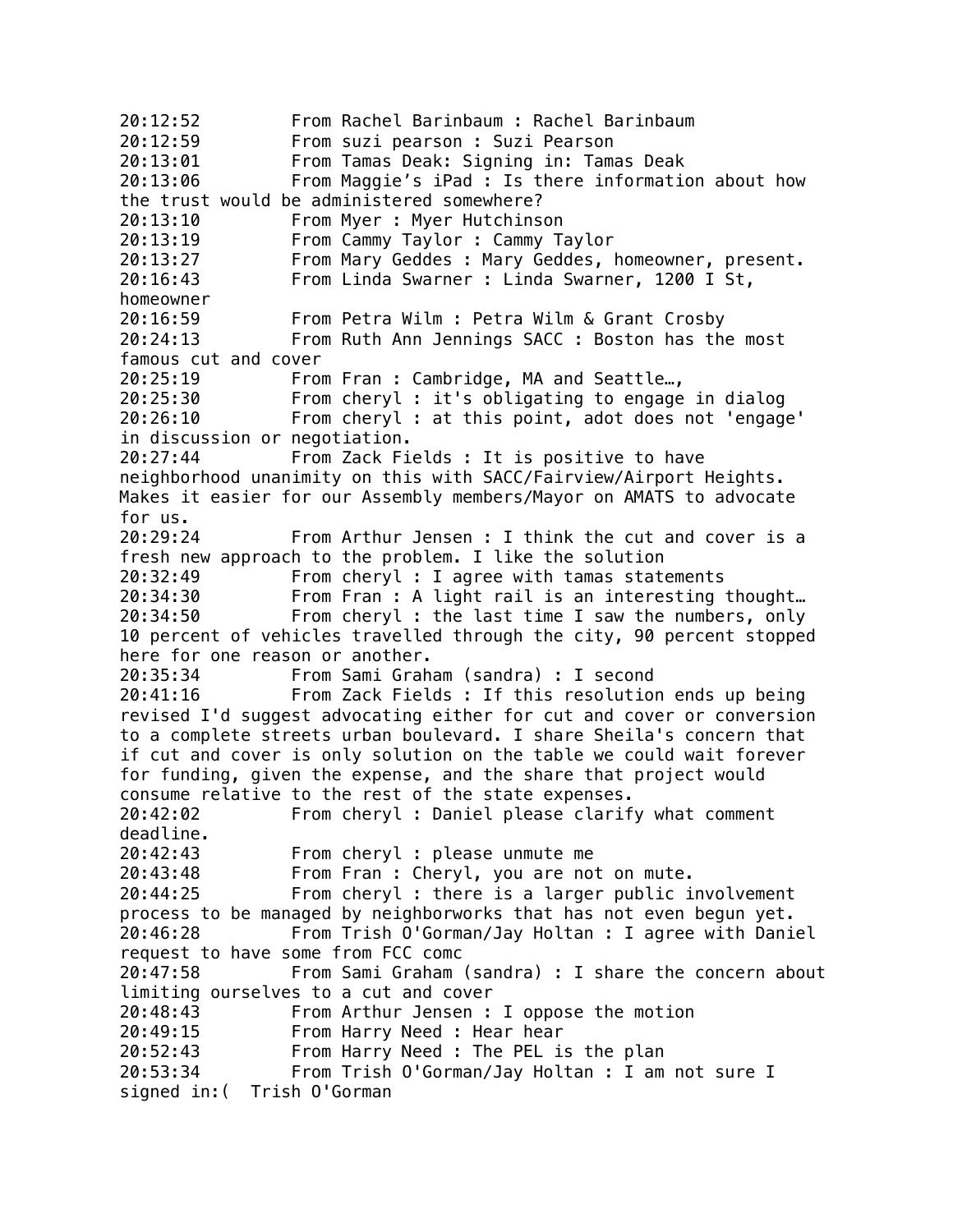20:12:52	From Rachel Barinbaum : Rachel Barinbaum
20:12:59	From suzi pearson : Suzi Pearson
20:13:01	From Tamas Deak: Signing in: Tamas Deak
20:13:06	From Maggie's iPad : Is there information about how the trust would be administered somewhere?
20:13:10	From Myer : Myer Hutchinson
20:13:19	From Cammy Taylor : Cammy Taylor
20:13:27	From Mary Geddes : Mary Geddes, homeowner, present.
20:16:43	From Linda Swarner : Linda Swarner, 1200 I St, homeowner
20:16:59	From Petra Wilm : Petra Wilm & Grant Crosby
20:24:13	From Ruth Ann Jennings SACC : Boston has the most famous cut and cover
20:25:19	From Fran : Cambridge, MA and Seattle…,
20:25:30	From cheryl : it's obligating to engage in dialog
20:26:10	From cheryl : at this point, adot does not 'engage' in discussion or negotiation.
20:27:44	From Zack Fields : It is positive to have neighborhood unanimity on this with SACC/Fairview/Airport Heights. Makes it easier for our Assembly members/Mayor on AMATS to advocate for us.
20:29:24	From Arthur Jensen : I think the cut and cover is a fresh new approach to the problem. I like the solution
20:32:49	From cheryl : I agree with tamas statements
20:34:30	From Fran : A light rail is an interesting thought…
20:34:50	From cheryl : the last time I saw the numbers, only 10 percent of vehicles travelled through the city, 90 percent stopped here for one reason or another.
20:35:34	From Sami Graham (sandra) : I second
20:41:16	From Zack Fields : If this resolution ends up being revised I'd suggest advocating either for cut and cover or conversion to a complete streets urban boulevard. I share Sheila's concern that if cut and cover is only solution on the table we could wait forever for funding, given the expense, and the share that project would consume relative to the rest of the state expenses.
20:42:02	From cheryl : Daniel please clarify what comment deadline.
20:42:43	From cheryl : please unmute me
20:43:48	From Fran : Cheryl, you are not on mute.
20:44:25	From cheryl : there is a larger public involvement process to be managed by neighborworks that has not even begun yet.
20:46:28	From Trish O'Gorman/Jay Holtan : I agree with Daniel request to have some from FCC comc
20:47:58	From Sami Graham (sandra) : I share the concern about limiting ourselves to a cut and cover
20:48:43	From Arthur Jensen : I oppose the motion
20:49:15	From Harry Need : Hear hear
20:52:43	From Harry Need : The PEL is the plan
20:53:34	From Trish O'Gorman/Jay Holtan : I am not sure I signed in:( Trish O'Gorman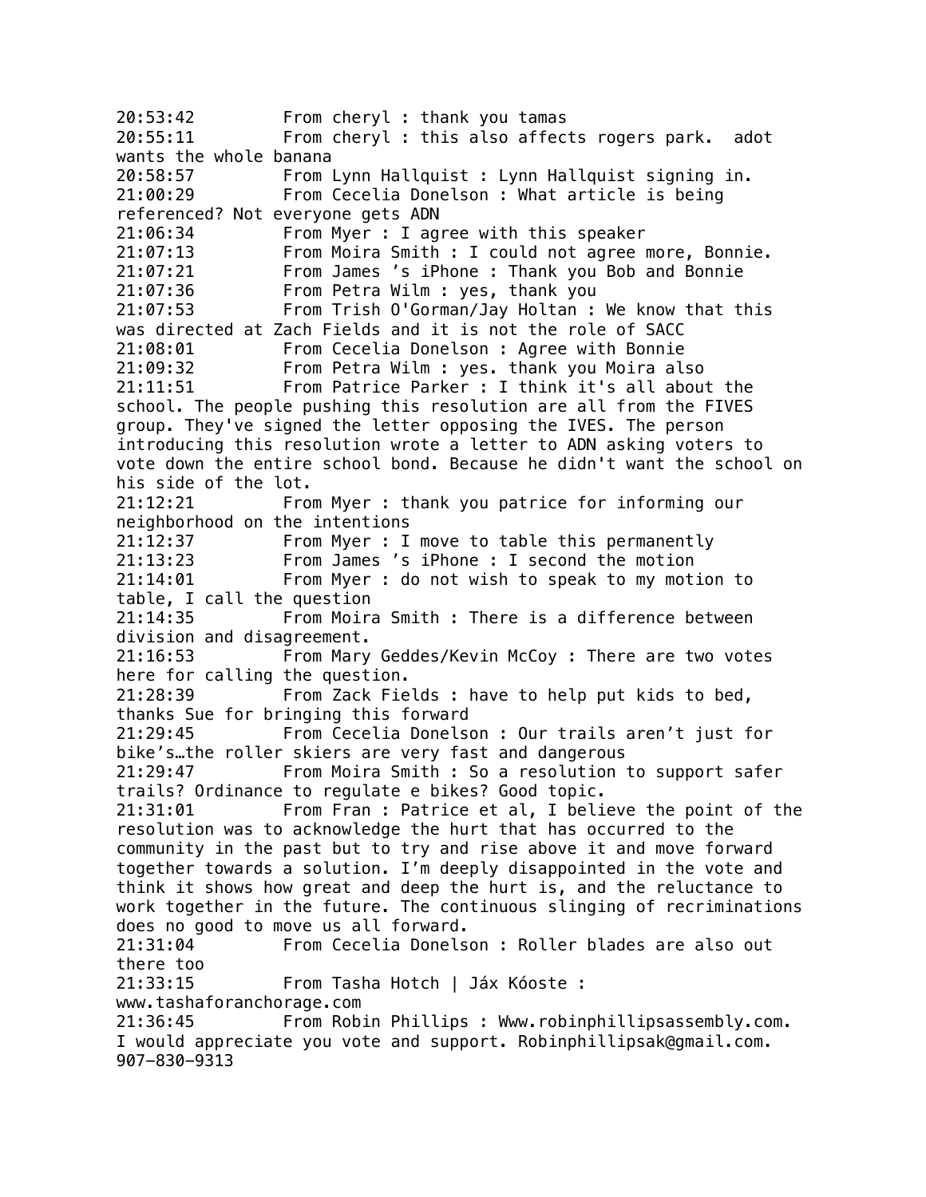20:53:42 From cheryl : thank you tamas

20:55:11 From cheryl : this also affects rogers park.  adot wants the whole banana

20:58:57 From Lynn Hallquist : Lynn Hallquist signing in.

21:00:29 From Cecelia Donelson : What article is being referenced? Not everyone gets ADN

21:06:34 From Myer : I agree with this speaker

21:07:13 From Moira Smith : I could not agree more, Bonnie.

21:07:21 From James 's iPhone : Thank you Bob and Bonnie

21:07:36 From Petra Wilm : yes, thank you

21:07:53 From Trish O'Gorman/Jay Holtan : We know that this was directed at Zach Fields and it is not the role of SACC

21:08:01 From Cecelia Donelson : Agree with Bonnie

21:09:32 From Petra Wilm : yes. thank you Moira also

21:11:51 From Patrice Parker : I think it's all about the school. The people pushing this resolution are all from the FIVES group. They've signed the letter opposing the IVES. The person introducing this resolution wrote a letter to ADN asking voters to vote down the entire school bond. Because he didn't want the school on his side of the lot.

21:12:21 From Myer : thank you patrice for informing our neighborhood on the intentions

21:12:37 From Myer : I move to table this permanently

21:13:23 From James 's iPhone : I second the motion

21:14:01 From Myer : do not wish to speak to my motion to table, I call the question

21:14:35 From Moira Smith : There is a difference between division and disagreement.

21:16:53 From Mary Geddes/Kevin McCoy : There are two votes here for calling the question.

21:28:39 From Zack Fields : have to help put kids to bed, thanks Sue for bringing this forward

21:29:45 From Cecelia Donelson : Our trails aren't just for bike's…the roller skiers are very fast and dangerous

21:29:47 From Moira Smith : So a resolution to support safer trails? Ordinance to regulate e bikes? Good topic.

21:31:01 From Fran : Patrice et al, I believe the point of the resolution was to acknowledge the hurt that has occurred to the community in the past but to try and rise above it and move forward together towards a solution. I'm deeply disappointed in the vote and think it shows how great and deep the hurt is, and the reluctance to work together in the future. The continuous slinging of recriminations does no good to move us all forward.

21:31:04 From Cecelia Donelson : Roller blades are also out there too

21:33:15 From Tasha Hotch | Jáx Kóoste : www.tashaforanchorage.com

21:36:45 From Robin Phillips : Www.robinphillipsassembly.com. I would appreciate you vote and support. Robinphillipsak@gmail.com. 907-830-9313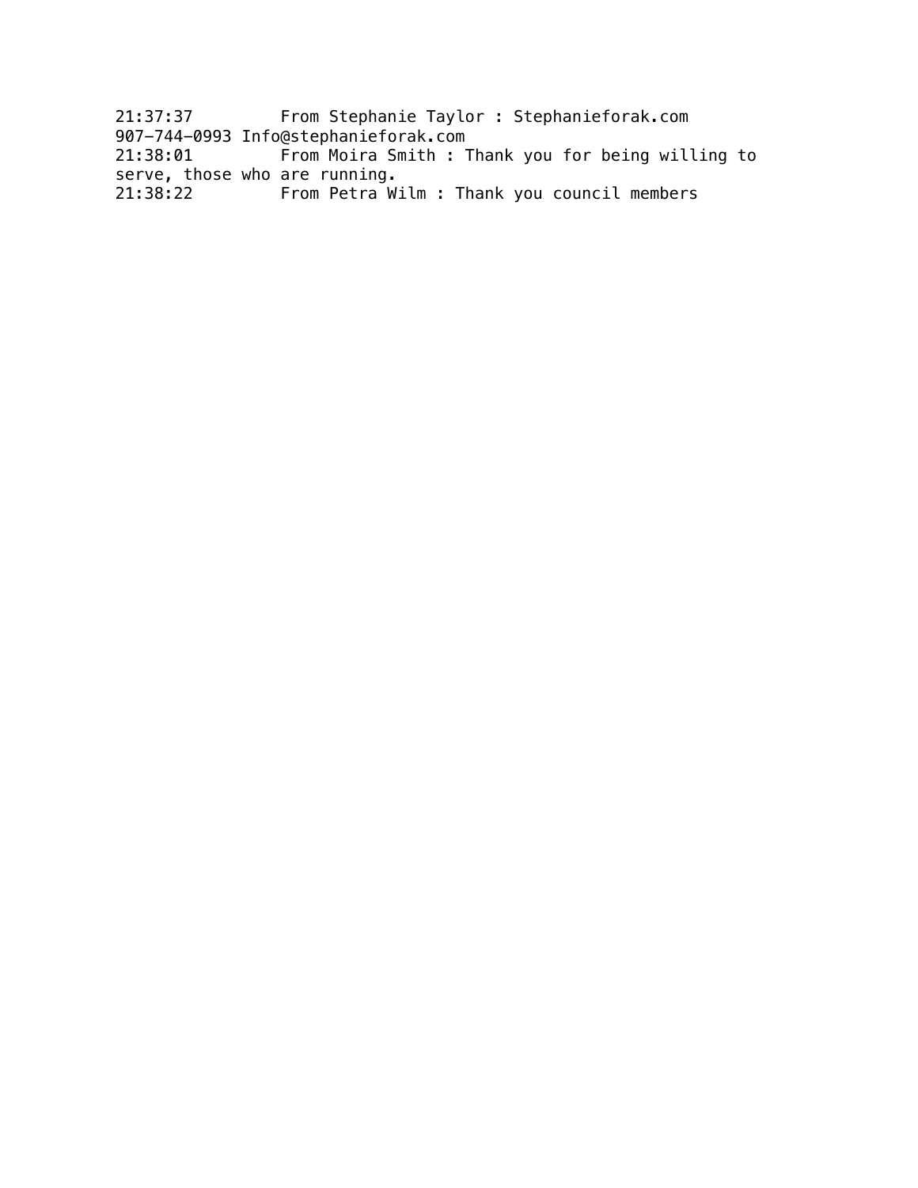21:37:37 From Stephanie Taylor : Stephanieforak.com 907-744-0993 Info@stephanieforak.com

21:38:01 From Moira Smith : Thank you for being willing to serve, those who are running.

21:38:22 From Petra Wilm : Thank you council members